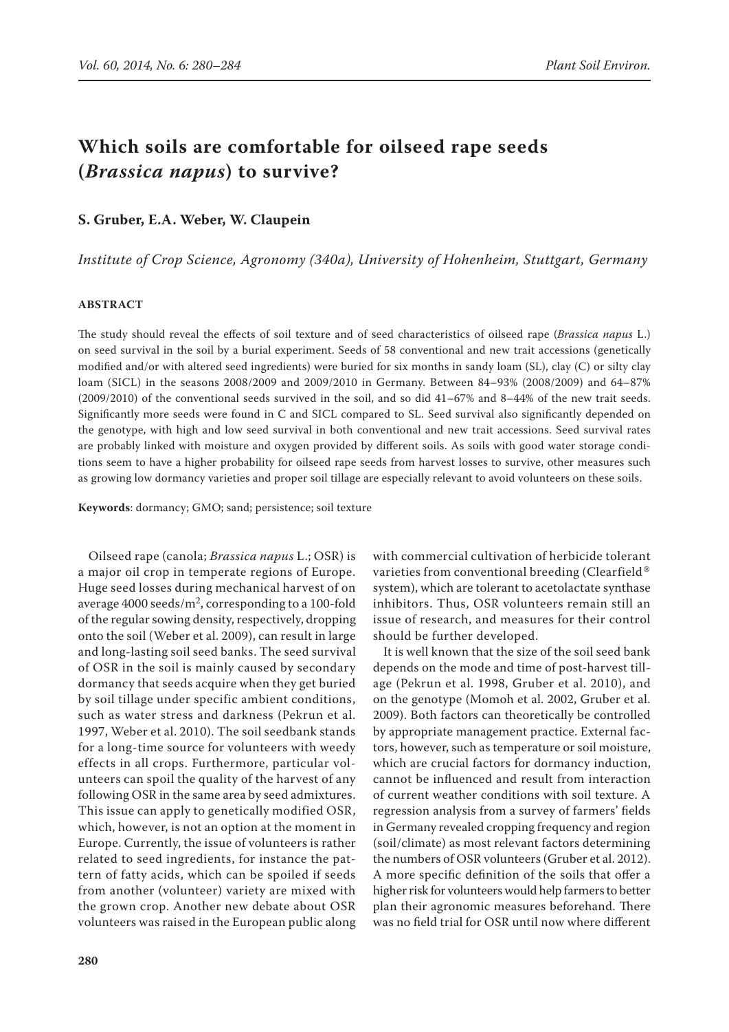# Which soils are comfortable for oilseed rape seeds (*Brassica napus*) to survive?

**S. Gruber, E.A. Weber, W. Claupein**

*Institute of Crop Science, Agronomy (340a), University of Hohenheim, Stuttgart, Germany*

## ABSTRACT

The study should reveal the effects of soil texture and of seed characteristics of oilseed rape (*Brassica napus* L.) on seed survival in the soil by a burial experiment. Seeds of 58 conventional and new trait accessions (genetically modified and/or with altered seed ingredients) were buried for six months in sandy loam (SL), clay (C) or silty clay loam (SICL) in the seasons 2008/2009 and 2009/2010 in Germany. Between 84–93% (2008/2009) and 64–87% (2009/2010) of the conventional seeds survived in the soil, and so did 41–67% and 8–44% of the new trait seeds. Significantly more seeds were found in C and SICL compared to SL. Seed survival also significantly depended on the genotype, with high and low seed survival in both conventional and new trait accessions. Seed survival rates are probably linked with moisture and oxygen provided by different soils. As soils with good water storage conditions seem to have a higher probability for oilseed rape seeds from harvest losses to survive, other measures such as growing low dormancy varieties and proper soil tillage are especially relevant to avoid volunteers on these soils.

**Keywords**: dormancy; GMO; sand; persistence; soil texture

Oilseed rape (canola; *Brassica napus* L.; OSR) is a major oil crop in temperate regions of Europe. Huge seed losses during mechanical harvest of on average 4000 seeds/m$^2$, corresponding to a 100-fold of the regular sowing density, respectively, dropping onto the soil (Weber et al. 2009), can result in large and long-lasting soil seed banks. The seed survival of OSR in the soil is mainly caused by secondary dormancy that seeds acquire when they get buried by soil tillage under specific ambient conditions, such as water stress and darkness (Pekrun et al. 1997, Weber et al. 2010). The soil seedbank stands for a long-time source for volunteers with weedy effects in all crops. Furthermore, particular volunteers can spoil the quality of the harvest of any following OSR in the same area by seed admixtures. This issue can apply to genetically modified OSR, which, however, is not an option at the moment in Europe. Currently, the issue of volunteers is rather related to seed ingredients, for instance the pattern of fatty acids, which can be spoiled if seeds from another (volunteer) variety are mixed with the grown crop. Another new debate about OSR volunteers was raised in the European public along with commercial cultivation of herbicide tolerant varieties from conventional breeding (Clearfield® system), which are tolerant to acetolactate synthase inhibitors. Thus, OSR volunteers remain still an issue of research, and measures for their control should be further developed.

It is well known that the size of the soil seed bank depends on the mode and time of post-harvest tillage (Pekrun et al. 1998, Gruber et al. 2010), and on the genotype (Momoh et al. 2002, Gruber et al. 2009). Both factors can theoretically be controlled by appropriate management practice. External factors, however, such as temperature or soil moisture, which are crucial factors for dormancy induction, cannot be influenced and result from interaction of current weather conditions with soil texture. A regression analysis from a survey of farmers' fields in Germany revealed cropping frequency and region (soil/climate) as most relevant factors determining the numbers of OSR volunteers (Gruber et al. 2012). A more specific definition of the soils that offer a higher risk for volunteers would help farmers to better plan their agronomic measures beforehand. There was no field trial for OSR until now where different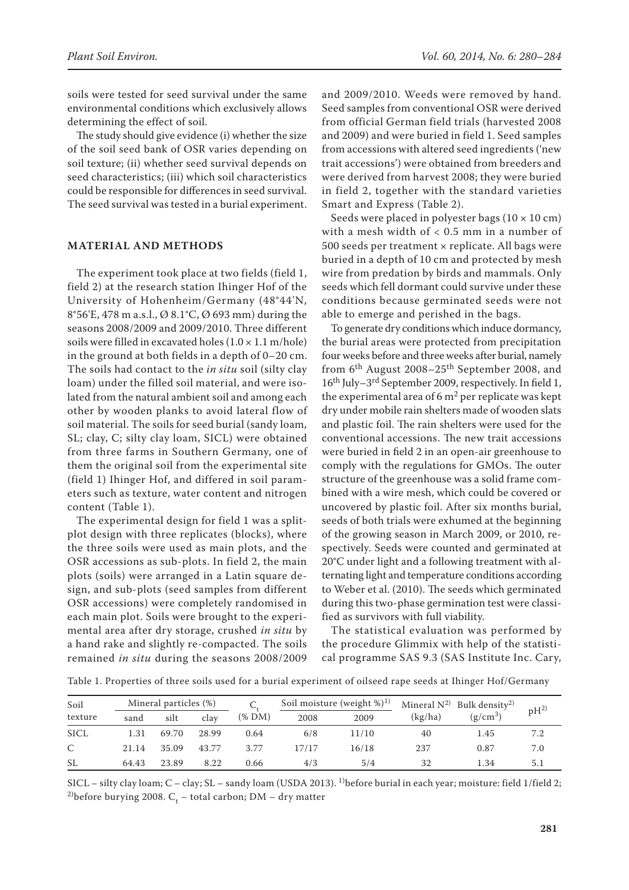soils were tested for seed survival under the same environmental conditions which exclusively allows determining the effect of soil.

The study should give evidence (i) whether the size of the soil seed bank of OSR varies depending on soil texture; (ii) whether seed survival depends on seed characteristics; (iii) which soil characteristics could be responsible for differences in seed survival. The seed survival was tested in a burial experiment.

## MATERIAL AND METHODS

The experiment took place at two fields (field 1, field 2) at the research station Ihinger Hof of the University of Hohenheim/Germany (48°44'N, 8°56'E, 478 m a.s.l., Ø 8.1°C, Ø 693 mm) during the seasons 2008/2009 and 2009/2010. Three different soils were filled in excavated holes (1.0 × 1.1 m/hole) in the ground at both fields in a depth of 0–20 cm. The soils had contact to the *in situ* soil (silty clay loam) under the filled soil material, and were isolated from the natural ambient soil and among each other by wooden planks to avoid lateral flow of soil material. The soils for seed burial (sandy loam, SL; clay, C; silty clay loam, SICL) were obtained from three farms in Southern Germany, one of them the original soil from the experimental site (field 1) Ihinger Hof, and differed in soil parameters such as texture, water content and nitrogen content (Table 1).

The experimental design for field 1 was a split-plot design with three replicates (blocks), where the three soils were used as main plots, and the OSR accessions as sub-plots. In field 2, the main plots (soils) were arranged in a Latin square design, and sub-plots (seed samples from different OSR accessions) were completely randomised in each main plot. Soils were brought to the experimental area after dry storage, crushed *in situ* by a hand rake and slightly re-compacted. The soils remained *in situ* during the seasons 2008/2009 and 2009/2010. Weeds were removed by hand. Seed samples from conventional OSR were derived from official German field trials (harvested 2008 and 2009) and were buried in field 1. Seed samples from accessions with altered seed ingredients ('new trait accessions') were obtained from breeders and were derived from harvest 2008; they were buried in field 2, together with the standard varieties Smart and Express (Table 2).

Seeds were placed in polyester bags (10 × 10 cm) with a mesh width of < 0.5 mm in a number of 500 seeds per treatment × replicate. All bags were buried in a depth of 10 cm and protected by mesh wire from predation by birds and mammals. Only seeds which fell dormant could survive under these conditions because germinated seeds were not able to emerge and perished in the bags.

To generate dry conditions which induce dormancy, the burial areas were protected from precipitation four weeks before and three weeks after burial, namely from 6th August 2008–25th September 2008, and 16th July–3rd September 2009, respectively. In field 1, the experimental area of 6 $m^2$ per replicate was kept dry under mobile rain shelters made of wooden slats and plastic foil. The rain shelters were used for the conventional accessions. The new trait accessions were buried in field 2 in an open-air greenhouse to comply with the regulations for GMOs. The outer structure of the greenhouse was a solid frame combined with a wire mesh, which could be covered or uncovered by plastic foil. After six months burial, seeds of both trials were exhumed at the beginning of the growing season in March 2009, or 2010, respectively. Seeds were counted and germinated at 20°C under light and a following treatment with alternating light and temperature conditions according to Weber et al. (2010). The seeds which germinated during this two-phase germination test were classified as survivors with full viability.

The statistical evaluation was performed by the procedure Glimmix with help of the statistical programme SAS 9.3 (SAS Institute Inc. Cary,

Table 1. Properties of three soils used for a burial experiment of oilseed rape seeds at Ihinger Hof/Germany

| Soil texture | Mineral particles (%) | | | $C_t$ (% DM) | Soil moisture (weight %)[1] | | Mineral N[2] (kg/ha) | Bulk density[2] (g/cm$^3$) | pH[2] |
|---|---|---|---|---|---|---|---|---|---|
| | sand | silt | clay | | 2008 | 2009 | | | |
| SICL | 1.31 | 69.70 | 28.99 | 0.64 | 6/8 | 11/10 | 40 | 1.45 | 7.2 |
| C | 21.14 | 35.09 | 43.77 | 3.77 | 17/17 | 16/18 | 237 | 0.87 | 7.0 |
| SL | 64.43 | 23.89 | 8.22 | 0.66 | 4/3 | 5/4 | 32 | 1.34 | 5.1 |

SICL – silty clay loam; C – clay; SL – sandy loam (USDA 2013). [1]before burial in each year; moisture: field 1/field 2; [2]before burying 2008. $C_t$ – total carbon; DM – dry matter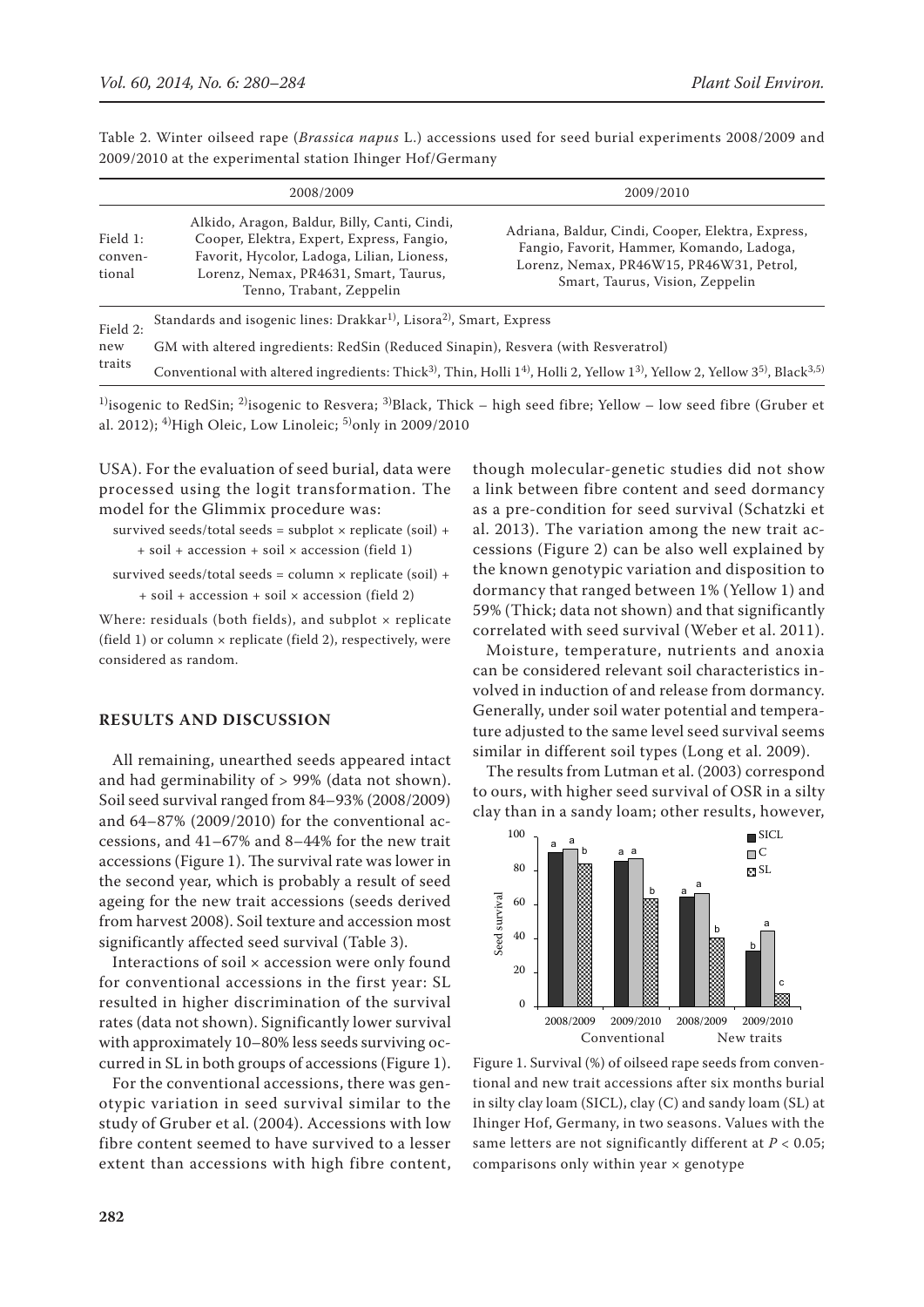Table 2. Winter oilseed rape (*Brassica napus* L.) accessions used for seed burial experiments 2008/2009 and 2009/2010 at the experimental station Ihinger Hof/Germany

| | 2008/2009 | 2009/2010 |
|---|---|---|
| Field 1: conventional | Alkido, Aragon, Baldur, Billy, Canti, Cindi, Cooper, Elektra, Expert, Express, Fangio, Favorit, Hycolor, Ladoga, Lilian, Lioness, Lorenz, Nemax, PR4631, Smart, Taurus, Tenno, Trabant, Zeppelin | Adriana, Baldur, Cindi, Cooper, Elektra, Express, Fangio, Favorit, Hammer, Komando, Ladoga, Lorenz, Nemax, PR46W15, PR46W31, Petrol, Smart, Taurus, Vision, Zeppelin |
| Field 2: new traits | Standards and isogenic lines: Drakkar[1)], Lisora[2)], Smart, Express | |
| | GM with altered ingredients: RedSin (Reduced Sinapin), Resvera (with Resveratrol) | |
| | Conventional with altered ingredients: Thick[3)], Thin, Holli 1[4)], Holli 2, Yellow 1[3)], Yellow 2, Yellow 3[5)], Black[3,5)] | |

[1)]isogenic to RedSin; [2)]isogenic to Resvera; [3)]Black, Thick – high seed fibre; Yellow – low seed fibre (Gruber et al. 2012); [4)]High Oleic, Low Linoleic; [5)]only in 2009/2010

USA). For the evaluation of seed burial, data were processed using the logit transformation. The model for the Glimmix procedure was:

survived seeds/total seeds = subplot × replicate (soil) + + soil + accession + soil × accession (field 1)

survived seeds/total seeds = column × replicate (soil) + + soil + accession + soil × accession (field 2)

Where: residuals (both fields), and subplot × replicate (field 1) or column × replicate (field 2), respectively, were considered as random.

## RESULTS AND DISCUSSION

All remaining, unearthed seeds appeared intact and had germinability of > 99% (data not shown). Soil seed survival ranged from 84–93% (2008/2009) and 64–87% (2009/2010) for the conventional accessions, and 41–67% and 8–44% for the new trait accessions (Figure 1). The survival rate was lower in the second year, which is probably a result of seed ageing for the new trait accessions (seeds derived from harvest 2008). Soil texture and accession most significantly affected seed survival (Table 3).

Interactions of soil × accession were only found for conventional accessions in the first year: SL resulted in higher discrimination of the survival rates (data not shown). Significantly lower survival with approximately 10–80% less seeds surviving occurred in SL in both groups of accessions (Figure 1).

For the conventional accessions, there was genotypic variation in seed survival similar to the study of Gruber et al. (2004). Accessions with low fibre content seemed to have survived to a lesser extent than accessions with high fibre content, though molecular-genetic studies did not show a link between fibre content and seed dormancy as a pre-condition for seed survival (Schatzki et al. 2013). The variation among the new trait accessions (Figure 2) can be also well explained by the known genotypic variation and disposition to dormancy that ranged between 1% (Yellow 1) and 59% (Thick; data not shown) and that significantly correlated with seed survival (Weber et al. 2011).

Moisture, temperature, nutrients and anoxia can be considered relevant soil characteristics involved in induction of and release from dormancy. Generally, under soil water potential and temperature adjusted to the same level seed survival seems similar in different soil types (Long et al. 2009).

The results from Lutman et al. (2003) correspond to ours, with higher seed survival of OSR in a silty clay than in a sandy loam; other results, however,

Figure 1. Survival (%) of oilseed rape seeds from conventional and new trait accessions after six months burial in silty clay loam (SICL), clay (C) and sandy loam (SL) at Ihinger Hof, Germany, in two seasons. Values with the same letters are not significantly different at $P < 0.05$; comparisons only within year × genotype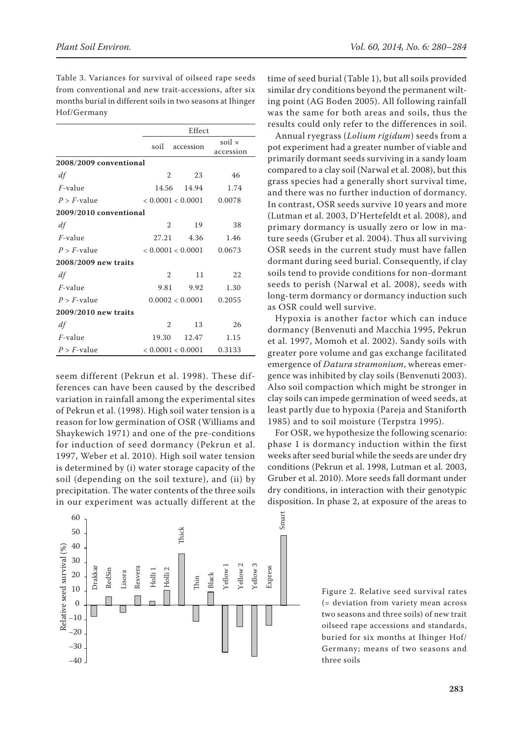Table 3. Variances for survival of oilseed rape seeds from conventional and new trait-accessions, after six months burial in different soils in two seasons at Ihinger Hof/Germany

| | Effect | | |
|---|---|---|---|
| | soil | accession | soil × accession |
| **2008/2009 conventional** | | | |
| *df* | 2 | 23 | 46 |
| *F*-value | 14.56 | 14.94 | 1.74 |
| *P* > *F*-value | < 0.0001 | < 0.0001 | 0.0078 |
| **2009/2010 conventional** | | | |
| *df* | 2 | 19 | 38 |
| *F*-value | 27.21 | 4.36 | 1.46 |
| *P* > *F*-value | < 0.0001 | < 0.0001 | 0.0673 |
| **2008/2009 new traits** | | | |
| *df* | 2 | 11 | 22 |
| *F*-value | 9.81 | 9.92 | 1.30 |
| *P* > *F*-value | 0.0002 | < 0.0001 | 0.2055 |
| **2009/2010 new traits** | | | |
| *df* | 2 | 13 | 26 |
| *F*-value | 19.30 | 12.47 | 1.15 |
| *P* > *F*-value | < 0.0001 | < 0.0001 | 0.3133 |

seem different (Pekrun et al. 1998). These differences can have been caused by the described variation in rainfall among the experimental sites of Pekrun et al. (1998). High soil water tension is a reason for low germination of OSR (Williams and Shaykewich 1971) and one of the pre-conditions for induction of seed dormancy (Pekrun et al. 1997, Weber et al. 2010). High soil water tension is determined by (i) water storage capacity of the soil (depending on the soil texture), and (ii) by precipitation. The water contents of the three soils in our experiment was actually different at the time of seed burial (Table 1), but all soils provided similar dry conditions beyond the permanent wilting point (AG Boden 2005). All following rainfall was the same for both areas and soils, thus the results could only refer to the differences in soil.

Annual ryegrass (*Lolium rigidum*) seeds from a pot experiment had a greater number of viable and primarily dormant seeds surviving in a sandy loam compared to a clay soil (Narwal et al. 2008), but this grass species had a generally short survival time, and there was no further induction of dormancy. In contrast, OSR seeds survive 10 years and more (Lutman et al. 2003, D'Hertefeldt et al. 2008), and primary dormancy is usually zero or low in mature seeds (Gruber et al. 2004). Thus all surviving OSR seeds in the current study must have fallen dormant during seed burial. Consequently, if clay soils tend to provide conditions for non-dormant seeds to perish (Narwal et al. 2008), seeds with long-term dormancy or dormancy induction such as OSR could well survive.

Hypoxia is another factor which can induce dormancy (Benvenuti and Macchia 1995, Pekrun et al. 1997, Momoh et al. 2002). Sandy soils with greater pore volume and gas exchange facilitated emergence of *Datura stramonium*, whereas emergence was inhibited by clay soils (Benvenuti 2003). Also soil compaction which might be stronger in clay soils can impede germination of weed seeds, at least partly due to hypoxia (Pareja and Staniforth 1985) and to soil moisture (Terpstra 1995).

For OSR, we hypothesize the following scenario: phase 1 is dormancy induction within the first weeks after seed burial while the seeds are under dry conditions (Pekrun et al. 1998, Lutman et al. 2003, Gruber et al. 2010). More seeds fall dormant under dry conditions, in interaction with their genotypic disposition. In phase 2, at exposure of the areas to

Figure 2. Relative seed survival rates (= deviation from variety mean across two seasons and three soils) of new trait oilseed rape accessions and standards, buried for six months at Ihinger Hof/Germany; means of two seasons and three soils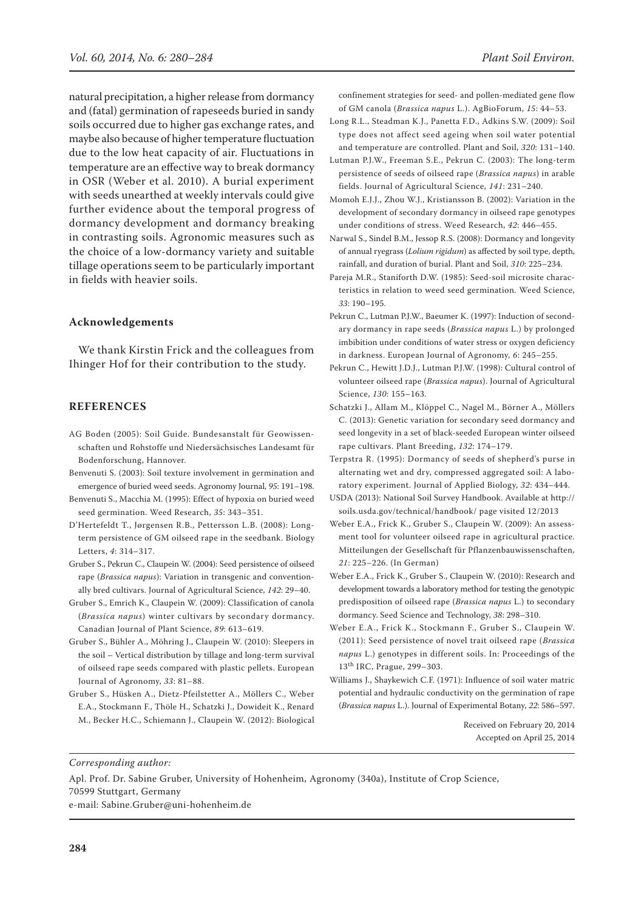natural precipitation, a higher release from dormancy and (fatal) germination of rapeseeds buried in sandy soils occurred due to higher gas exchange rates, and maybe also because of higher temperature fluctuation due to the low heat capacity of air. Fluctuations in temperature are an effective way to break dormancy in OSR (Weber et al. 2010). A burial experiment with seeds unearthed at weekly intervals could give further evidence about the temporal progress of dormancy development and dormancy breaking in contrasting soils. Agronomic measures such as the choice of a low-dormancy variety and suitable tillage operations seem to be particularly important in fields with heavier soils.

## Acknowledgements

We thank Kirstin Frick and the colleagues from Ihinger Hof for their contribution to the study.

## REFERENCES

AG Boden (2005): Soil Guide. Bundesanstalt für Geowissenschaften und Rohstoffe und Niedersächsisches Landesamt für Bodenforschung, Hannover.

Benvenuti S. (2003): Soil texture involvement in germination and emergence of buried weed seeds. Agronomy Journal, *95*: 191–198.

Benvenuti S., Macchia M. (1995): Effect of hypoxia on buried weed seed germination. Weed Research, *35*: 343–351.

D'Hertefeldt T., Jørgensen R.B., Pettersson L.B. (2008): Long-term persistence of GM oilseed rape in the seedbank. Biology Letters, *4*: 314–317.

Gruber S., Pekrun C., Claupein W. (2004): Seed persistence of oilseed rape (*Brassica napus*): Variation in transgenic and conventionally bred cultivars. Journal of Agricultural Science, *142*: 29–40.

Gruber S., Emrich K., Claupein W. (2009): Classification of canola (*Brassica napus*) winter cultivars by secondary dormancy. Canadian Journal of Plant Science, *89*: 613–619.

Gruber S., Bühler A., Möhring J., Claupein W. (2010): Sleepers in the soil – Vertical distribution by tillage and long-term survival of oilseed rape seeds compared with plastic pellets. European Journal of Agronomy, *33*: 81–88.

Gruber S., Hüsken A., Dietz-Pfeilstetter A., Möllers C., Weber E.A., Stockmann F., Thöle H., Schatzki J., Dowideit K., Renard M., Becker H.C., Schiemann J., Claupein W. (2012): Biological confinement strategies for seed- and pollen-mediated gene flow of GM canola (*Brassica napus* L.). AgBioForum, *15*: 44–53.

Long R.L., Steadman K.J., Panetta F.D., Adkins S.W. (2009): Soil type does not affect seed ageing when soil water potential and temperature are controlled. Plant and Soil, *320*: 131–140.

Lutman P.J.W., Freeman S.E., Pekrun C. (2003): The long-term persistence of seeds of oilseed rape (*Brassica napus*) in arable fields. Journal of Agricultural Science, *141*: 231–240.

Momoh E.J.J., Zhou W.J., Kristiansson B. (2002): Variation in the development of secondary dormancy in oilseed rape genotypes under conditions of stress. Weed Research, *42*: 446–455.

Narwal S., Sindel B.M., Jessop R.S. (2008): Dormancy and longevity of annual ryegrass (*Lolium rigidum*) as affected by soil type, depth, rainfall, and duration of burial. Plant and Soil, *310*: 225–234.

Pareja M.R., Staniforth D.W. (1985): Seed-soil microsite characteristics in relation to weed seed germination. Weed Science, *33*: 190–195.

Pekrun C., Lutman P.J.W., Baeumer K. (1997): Induction of secondary dormancy in rape seeds (*Brassica napus* L.) by prolonged imbibition under conditions of water stress or oxygen deficiency in darkness. European Journal of Agronomy, *6*: 245–255.

Pekrun C., Hewitt J.D.J., Lutman P.J.W. (1998): Cultural control of volunteer oilseed rape (*Brassica napus*). Journal of Agricultural Science, *130*: 155–163.

Schatzki J., Allam M., Klöppel C., Nagel M., Börner A., Möllers C. (2013): Genetic variation for secondary seed dormancy and seed longevity in a set of black-seeded European winter oilseed rape cultivars. Plant Breeding, *132*: 174–179.

Terpstra R. (1995): Dormancy of seeds of shepherd's purse in alternating wet and dry, compressed aggregated soil: A laboratory experiment. Journal of Applied Biology, *32*: 434–444.

USDA (2013): National Soil Survey Handbook. Available at http://soils.usda.gov/technical/handbook/ page visited 12/2013

Weber E.A., Frick K., Gruber S., Claupein W. (2009): An assessment tool for volunteer oilseed rape in agricultural practice. Mitteilungen der Gesellschaft für Pflanzenbauwissenschaften, *21*: 225–226. (In German)

Weber E.A., Frick K., Gruber S., Claupein W. (2010): Research and development towards a laboratory method for testing the genotypic predisposition of oilseed rape (*Brassica napus* L.) to secondary dormancy. Seed Science and Technology, *38*: 298–310.

Weber E.A., Frick K., Stockmann F., Gruber S., Claupein W. (2011): Seed persistence of novel trait oilseed rape (*Brassica napus* L.) genotypes in different soils. In: Proceedings of the 13th IRC, Prague, 299–303.

Williams J., Shaykewich C.F. (1971): Influence of soil water matric potential and hydraulic conductivity on the germination of rape (*Brassica napus* L.). Journal of Experimental Botany, *22*: 586–597.

Received on February 20, 2014
Accepted on April 25, 2014

*Corresponding author:*

Apl. Prof. Dr. Sabine Gruber, University of Hohenheim, Agronomy (340a), Institute of Crop Science, 70599 Stuttgart, Germany
e-mail: Sabine.Gruber@uni-hohenheim.de